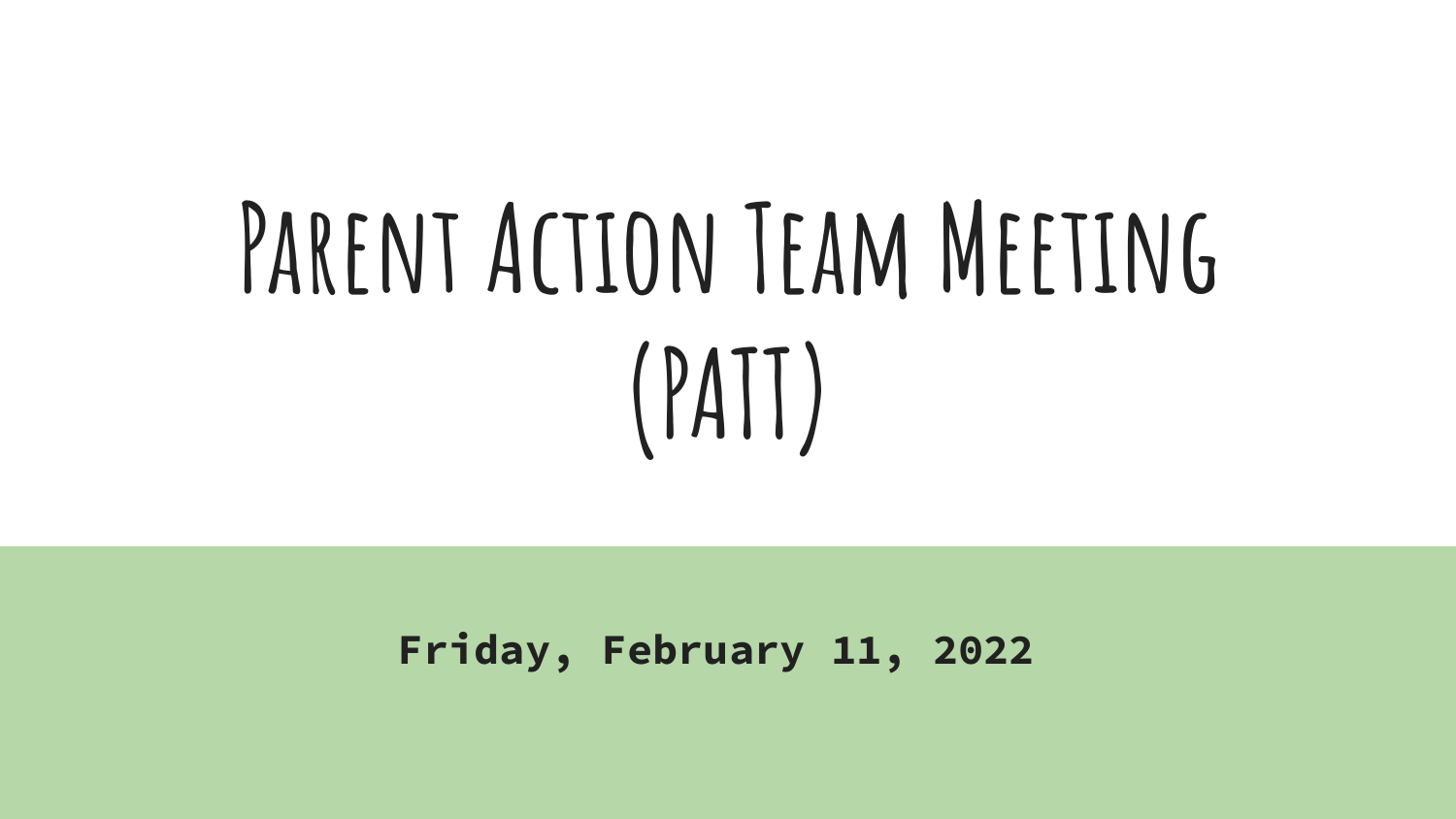# Parent Action Team Meeting (PATT)

**Friday, February 11, 2022**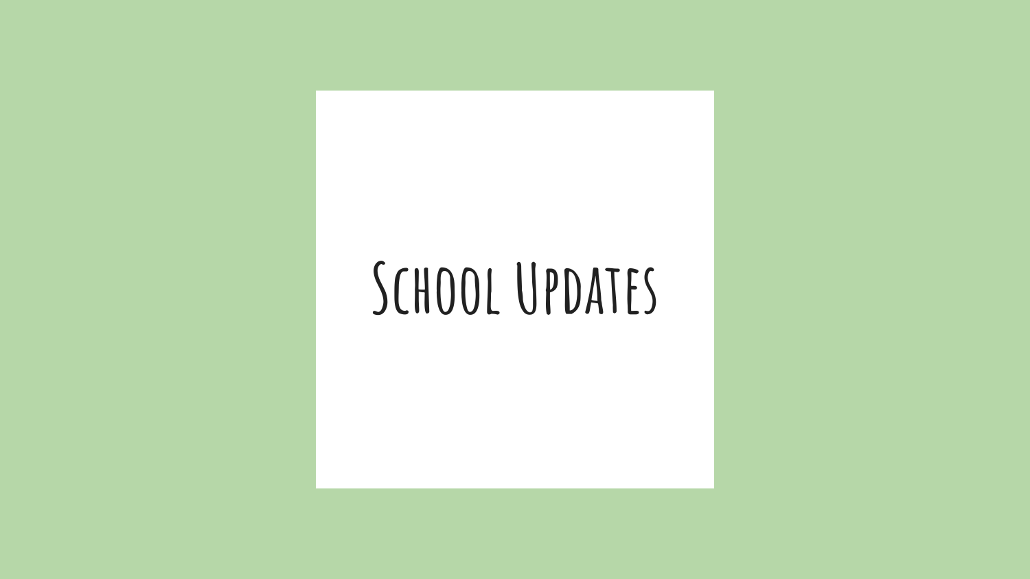# School Updates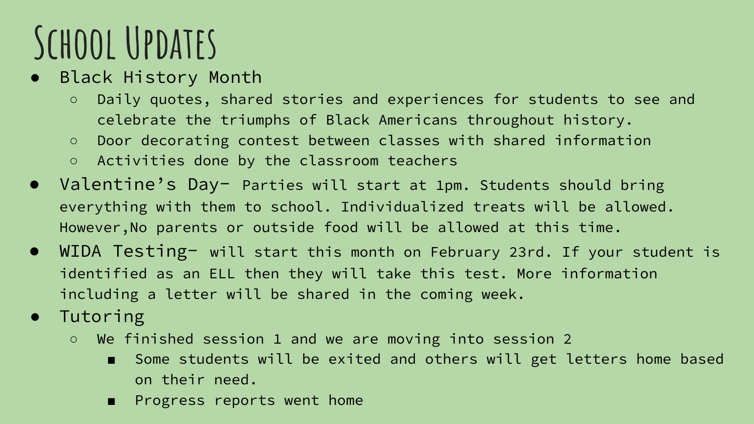# School Updates

- Black History Month
  - Daily quotes, shared stories and experiences for students to see and celebrate the triumphs of Black Americans throughout history.
  - Door decorating contest between classes with shared information
  - Activities done by the classroom teachers
- Valentine's Day- Parties will start at 1pm. Students should bring everything with them to school. Individualized treats will be allowed. However,No parents or outside food will be allowed at this time.
- WIDA Testing- will start this month on February 23rd. If your student is identified as an ELL then they will take this test. More information including a letter will be shared in the coming week.
- Tutoring
  - We finished session 1 and we are moving into session 2
    - Some students will be exited and others will get letters home based on their need.
    - Progress reports went home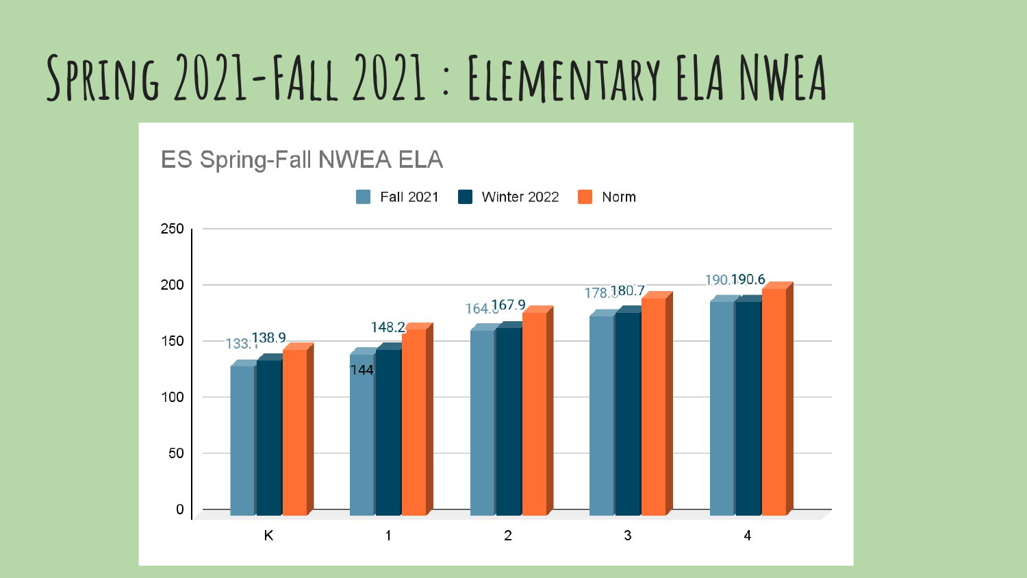# Spring 2021-Fall 2021 : Elementary ELA NWEA

## ES Spring-Fall NWEA ELA

| Grade | Fall 2021 | Winter 2022 | Norm |
|---|---|---|---|
| K | 133.1 | 138.9 | |
| 1 | 144 | 148.2 | |
| 2 | 164.0 | 167.9 | |
| 3 | 178.3 | 180.7 | |
| 4 | 190.1 | 190.6 | |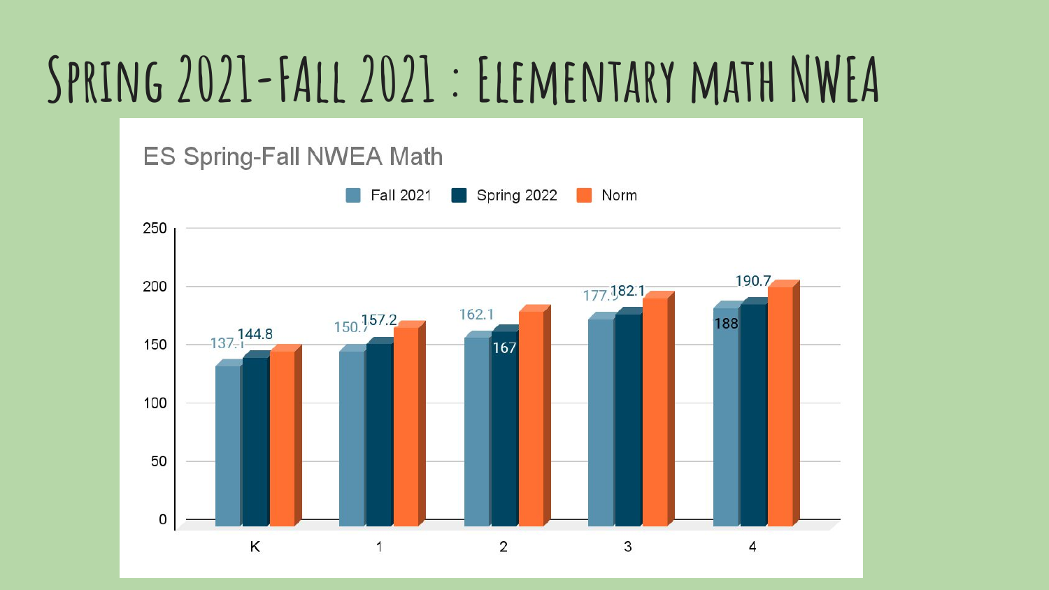# Spring 2021-Fall 2021 : Elementary math NWEA

ES Spring-Fall NWEA Math

Fall 2021
Spring 2022
Norm

250
200
150
100
50
0

137.1
144.8
150.7
157.2
162.1
167
177.9
182.1
188
190.7

K
1
2
3
4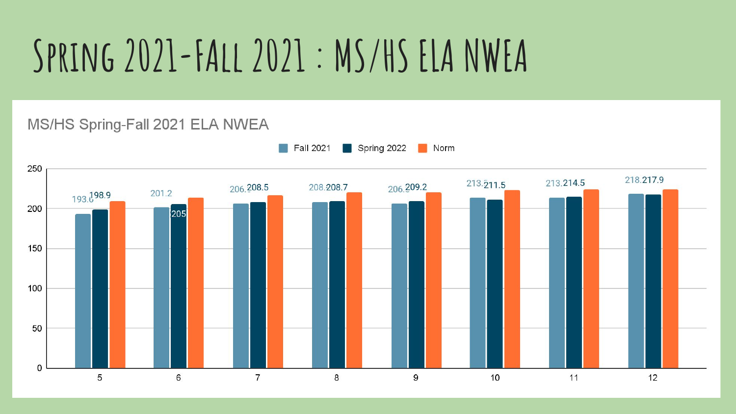# Spring 2021-Fall 2021 : MS/HS ELA NWEA

MS/HS Spring-Fall 2021 ELA NWEA

Fall 2021 Spring 2022 Norm

250
200
150
100
50
0

193.0 198.9
201.2 205
206. 208.5
208. 208.7
206.9 209.2
213. 211.5
213. 214.5
218. 217.9

5 6 7 8 9 10 11 12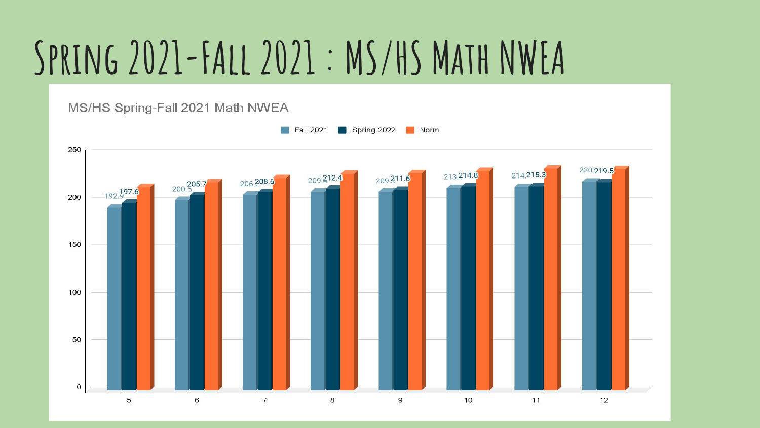# Spring 2021-Fall 2021 : MS/HS Math NWEA

MS/HS Spring-Fall 2021 Math NWEA

Fall 2021 | Spring 2022 | Norm

250
200
150
100
50
0

192.9 197.6
200.5 205.7
206.2 208.6
209.4 212.4
209.5 211.6
213. 214.8
214. 215.3
220. 219.5

5 6 7 8 9 10 11 12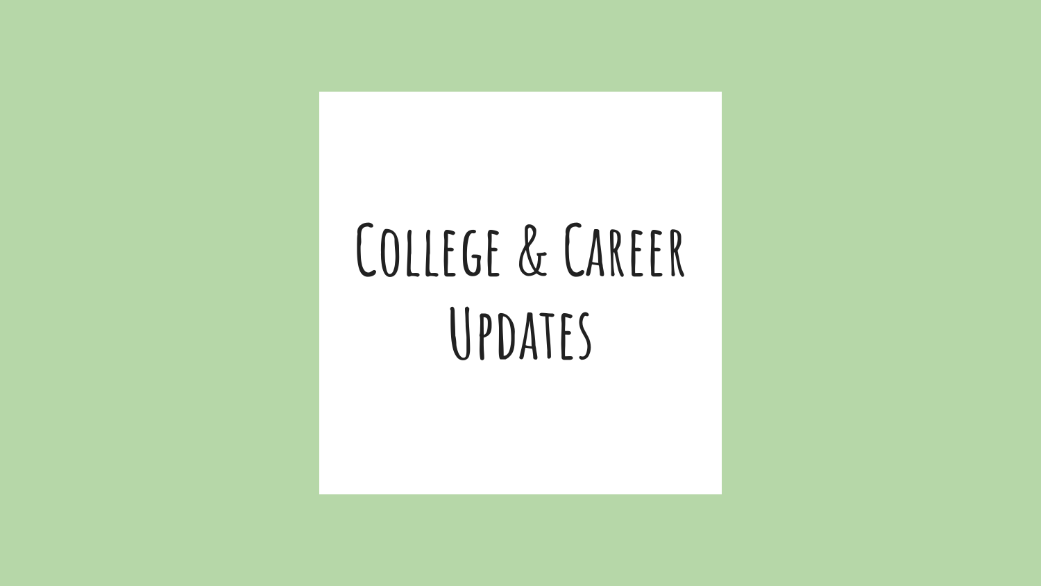# College & Career Updates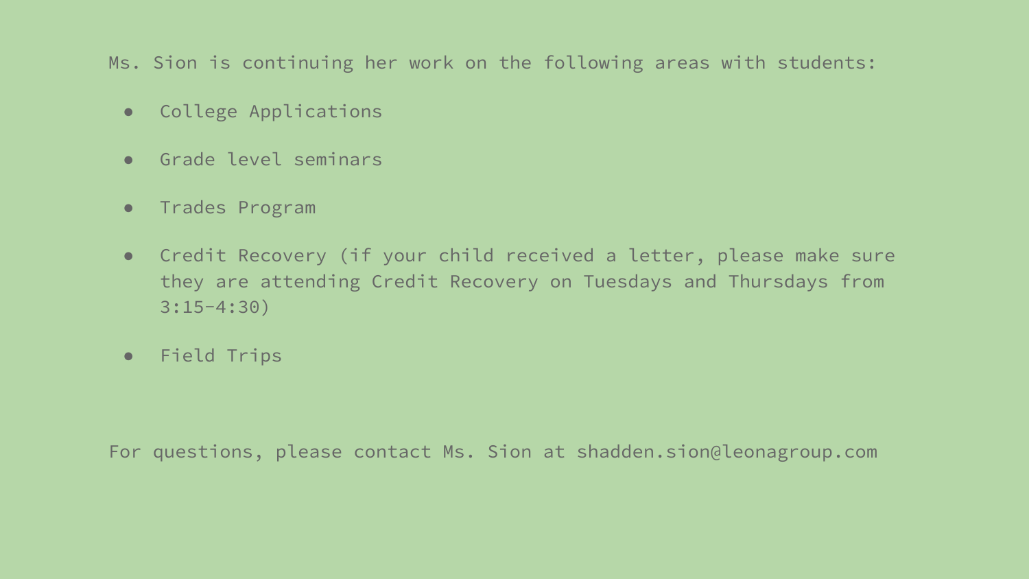Ms. Sion is continuing her work on the following areas with students:

- College Applications
- Grade level seminars
- Trades Program
- Credit Recovery (if your child received a letter, please make sure they are attending Credit Recovery on Tuesdays and Thursdays from 3:15-4:30)
- Field Trips

For questions, please contact Ms. Sion at shadden.sion@leonagroup.com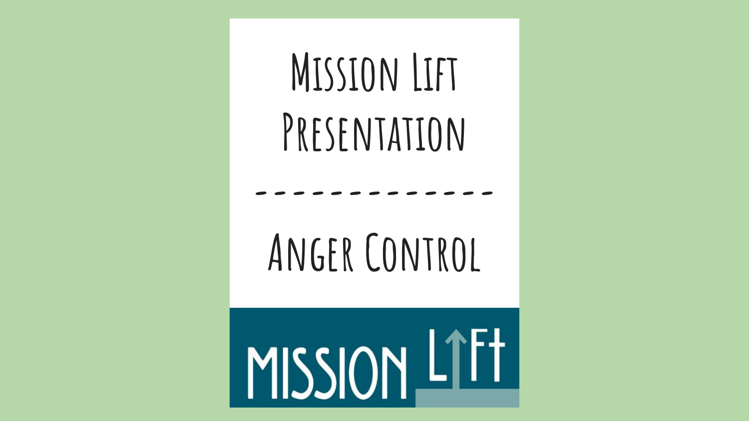# Mission Lift Presentation

---

## Anger Control

MISSION LIFt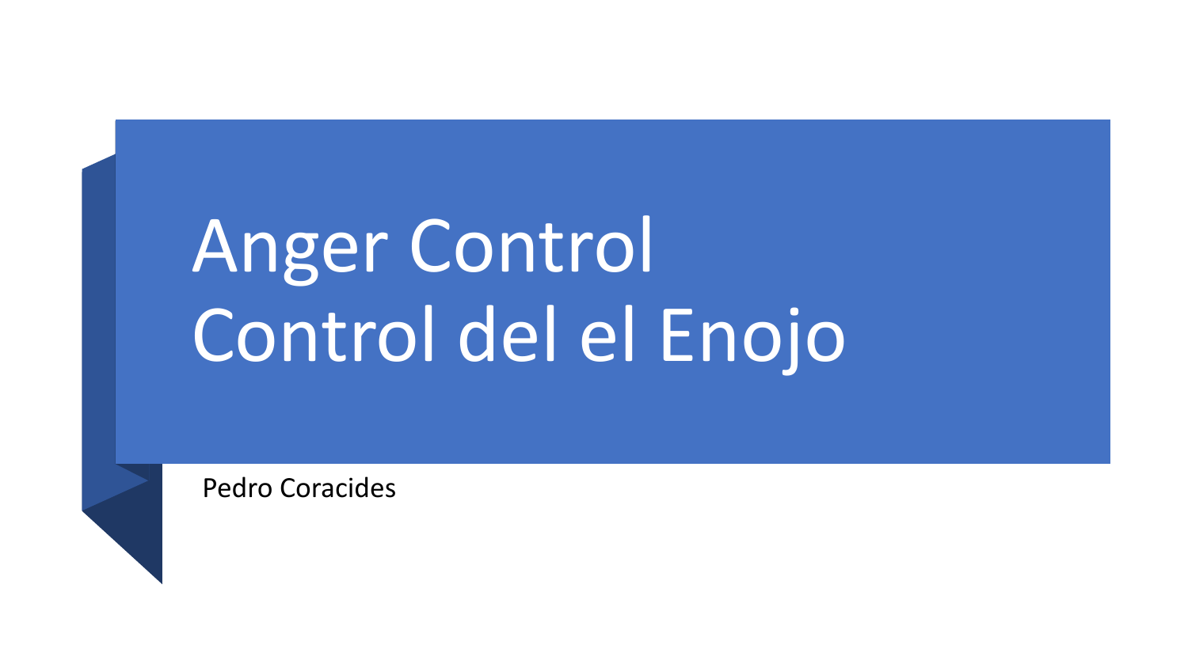# Anger Control
# Control del el Enojo

Pedro Coracides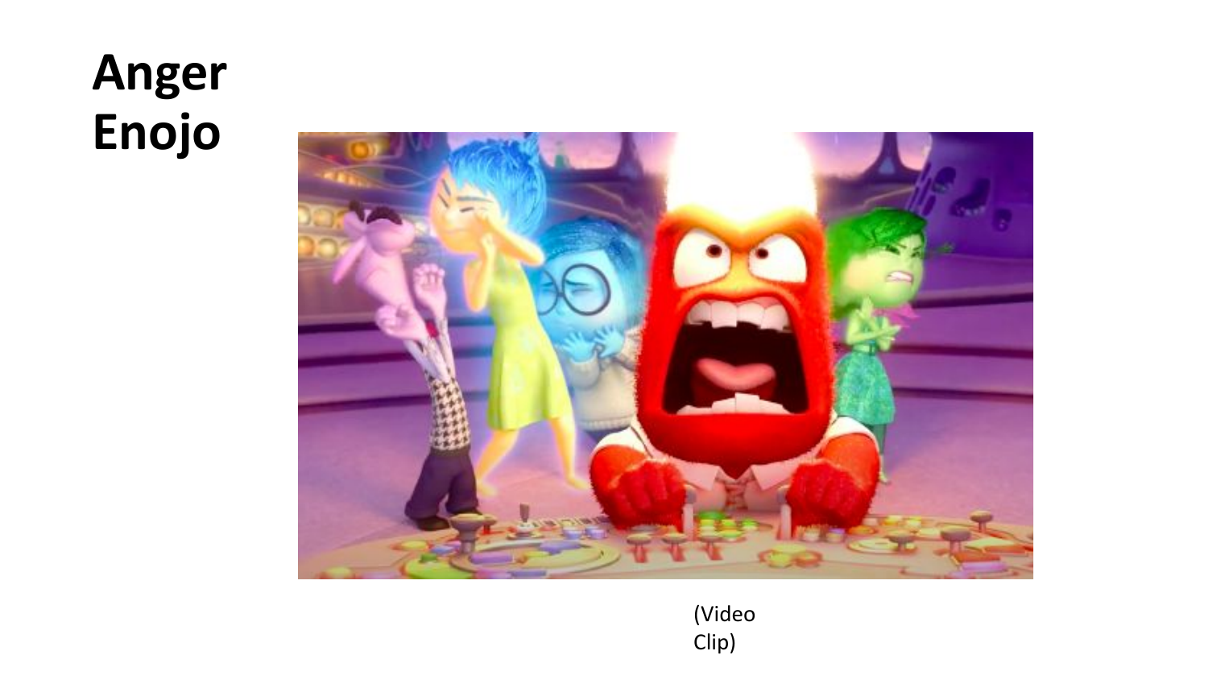# Anger
# Enojo

(Video Clip)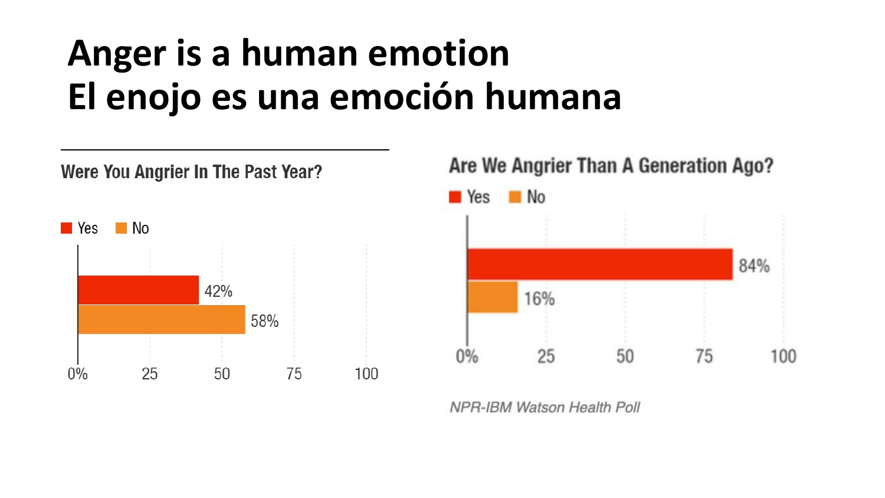# Anger is a human emotion
# El enojo es una emoción humana

Were You Angrier In The Past Year?

Yes No

42%

58%

0% 25 50 75 100

Are We Angrier Than A Generation Ago?

Yes No

84%

16%

0% 25 50 75 100

*NPR-IBM Watson Health Poll*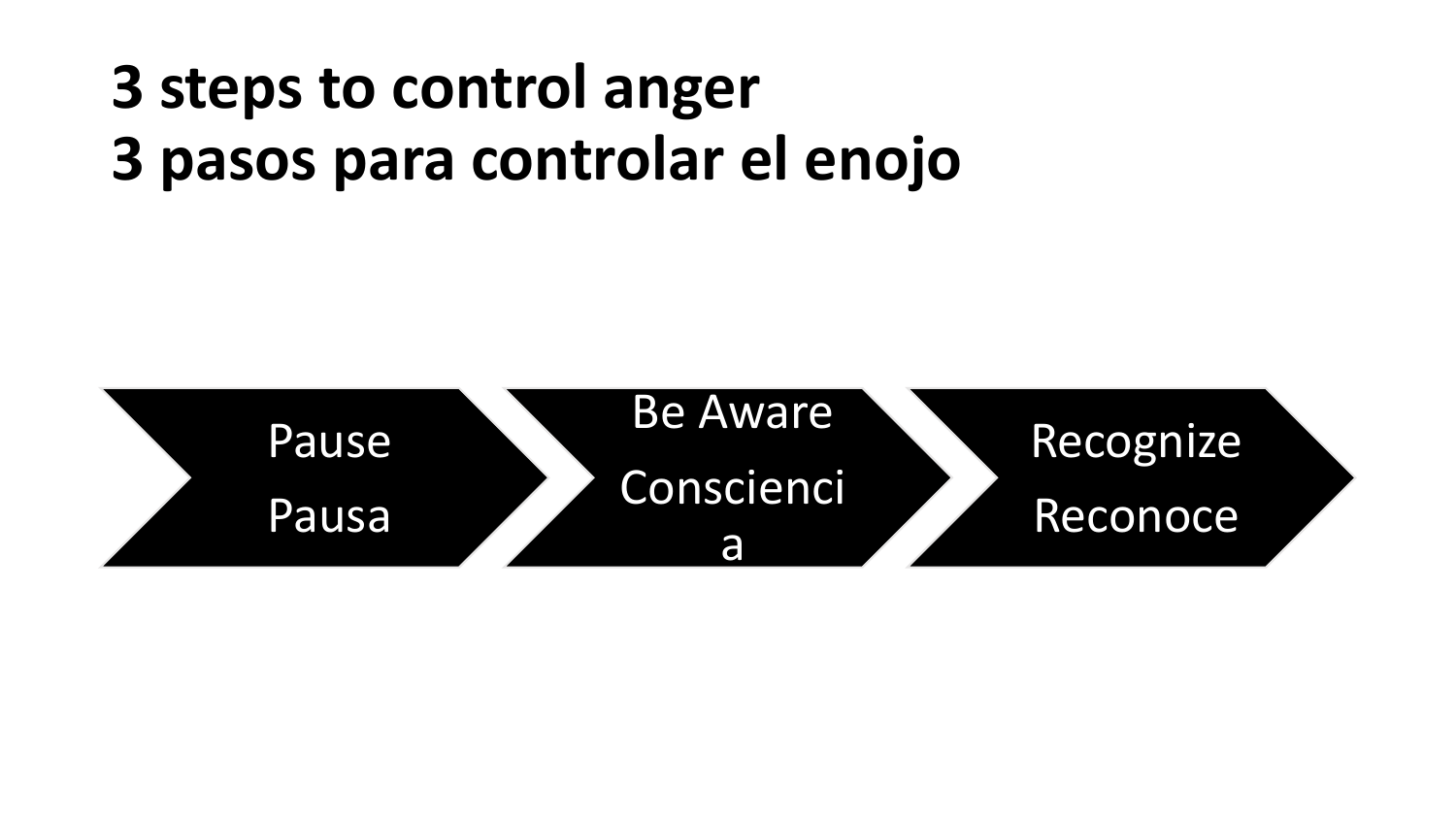# 3 steps to control anger
# 3 pasos para controlar el enojo

Pause
Pausa

Be Aware
Conscienci
a

Recognize
Reconoce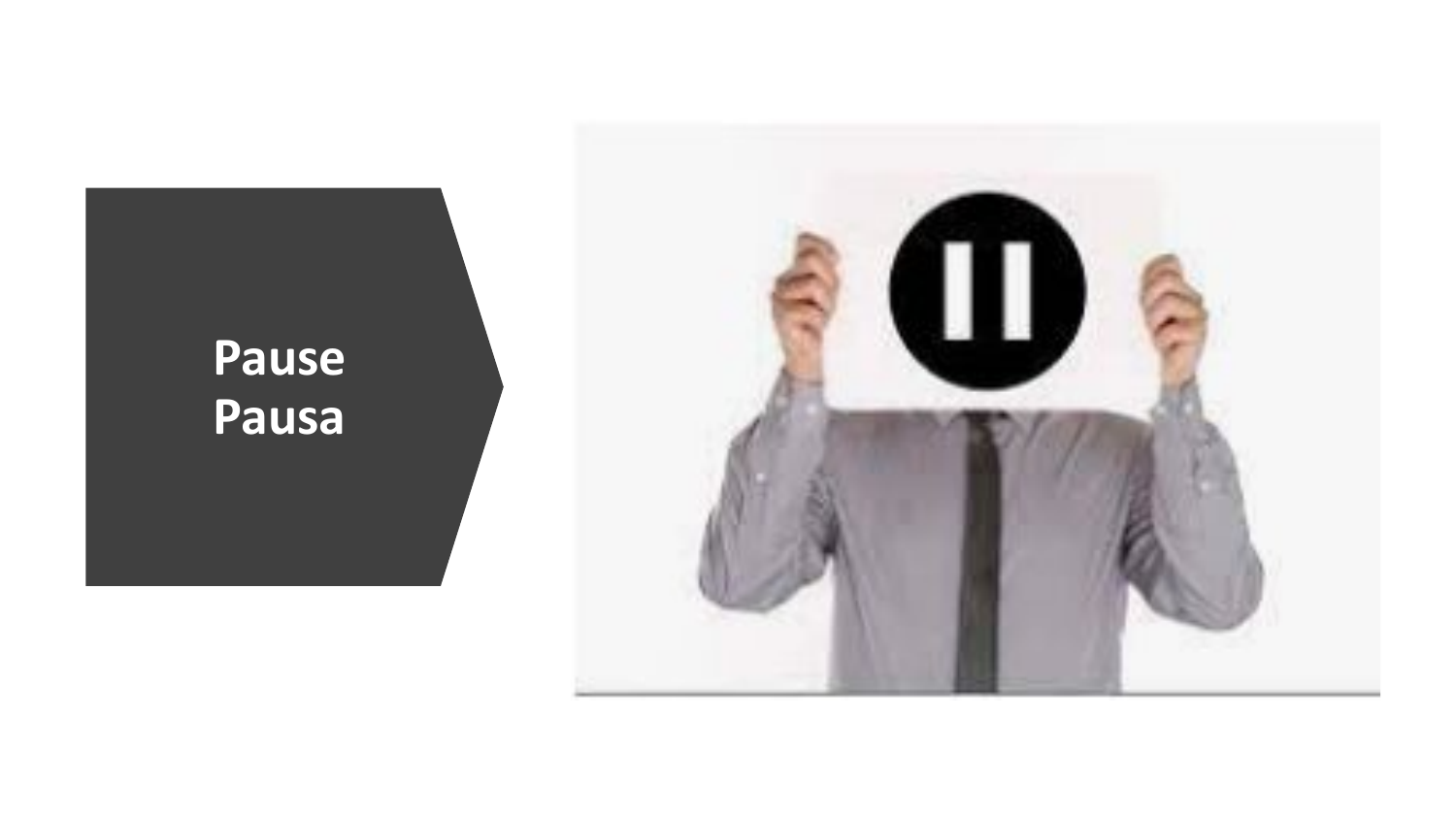Pause
Pausa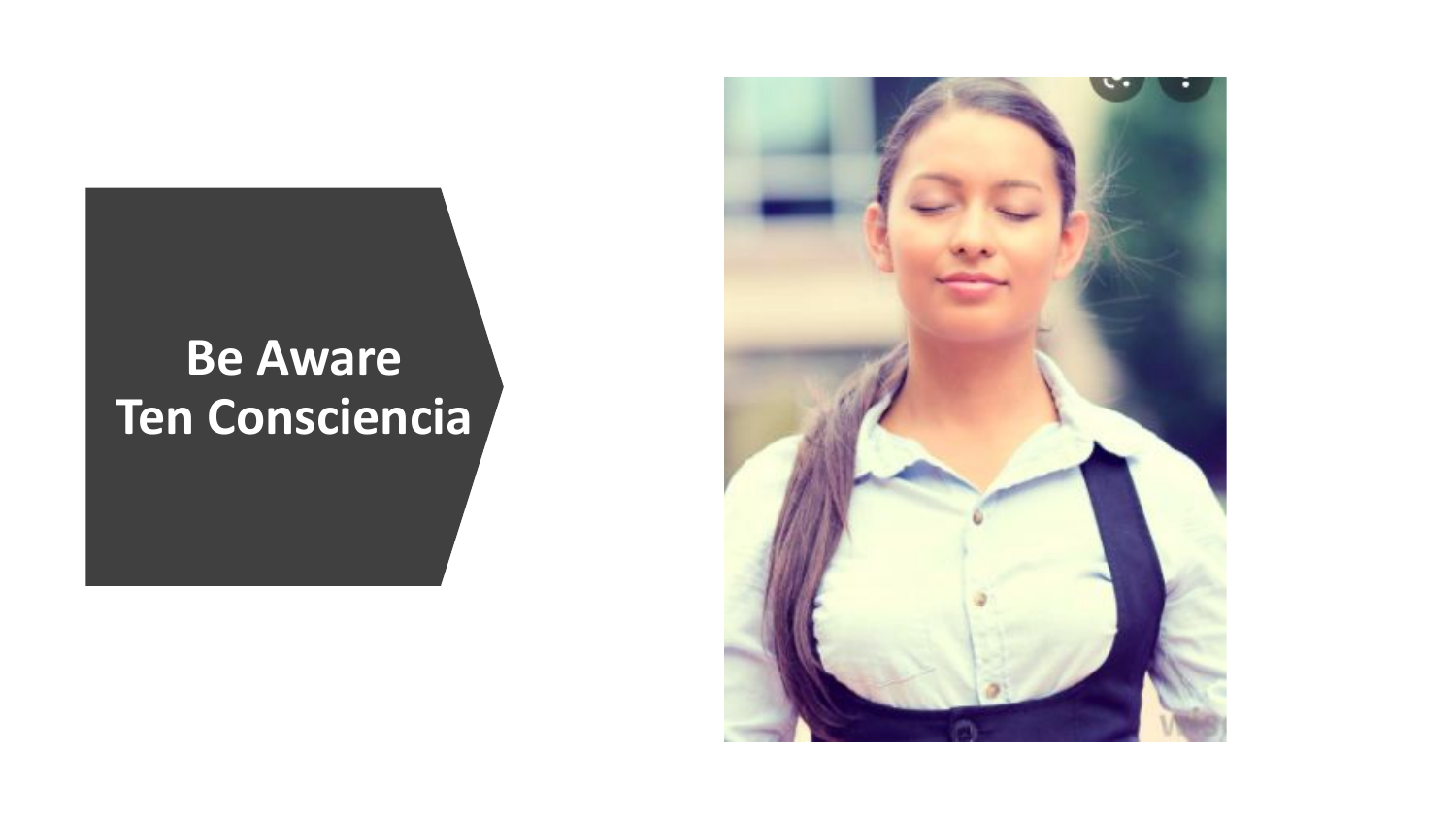**Be Aware**
**Ten Consciencia**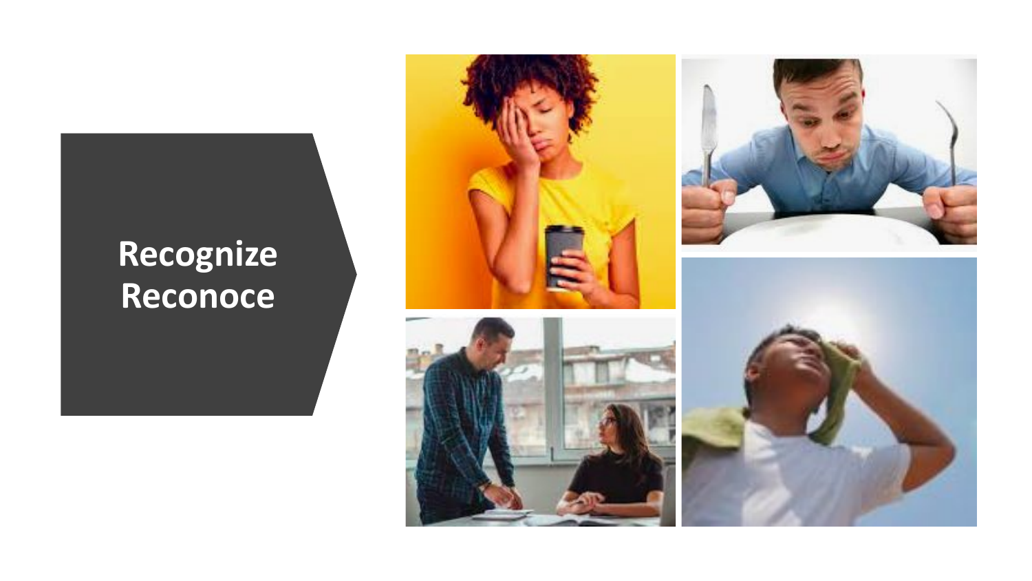# Recognize
# Reconoce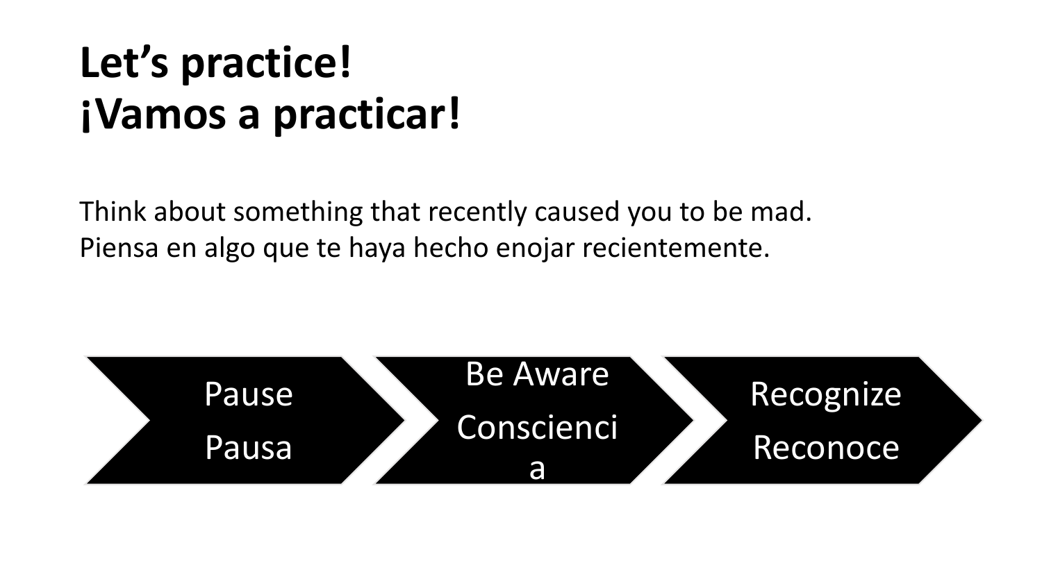# Let's practice!
# ¡Vamos a practicar!

Think about something that recently caused you to be mad.
Piensa en algo que te haya hecho enojar recientemente.

Pause
Pausa

Be Aware
Conscienci
a

Recognize
Reconoce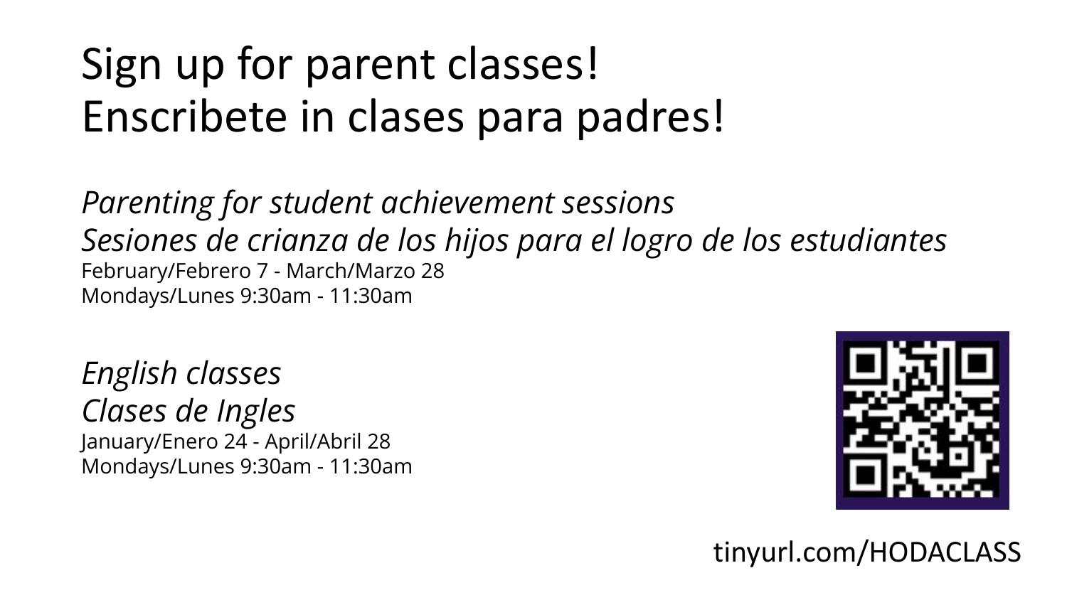# Sign up for parent classes!
# Enscribete in clases para padres!

*Parenting for student achievement sessions*
*Sesiones de crianza de los hijos para el logro de los estudiantes*
February/Febrero 7 - March/Marzo 28
Mondays/Lunes 9:30am - 11:30am

*English classes*
*Clases de Ingles*
January/Enero 24 - April/Abril 28
Mondays/Lunes 9:30am - 11:30am

tinyurl.com/HODACLASS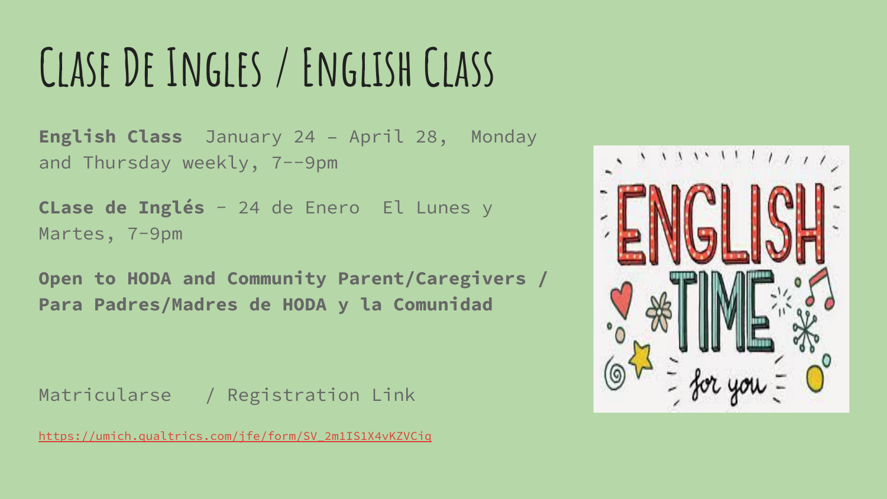# Clase De Ingles / English Class

**English Class** January 24 - April 28, Monday and Thursday weekly, 7--9pm

**CLase de Inglés** - 24 de Enero El Lunes y Martes, 7-9pm

**Open to HODA and Community Parent/Caregivers / Para Padres/Madres de HODA y la Comunidad**

Matricularse / Registration Link

https://umich.qualtrics.com/jfe/form/SV_2m1IS1X4vKZVCiq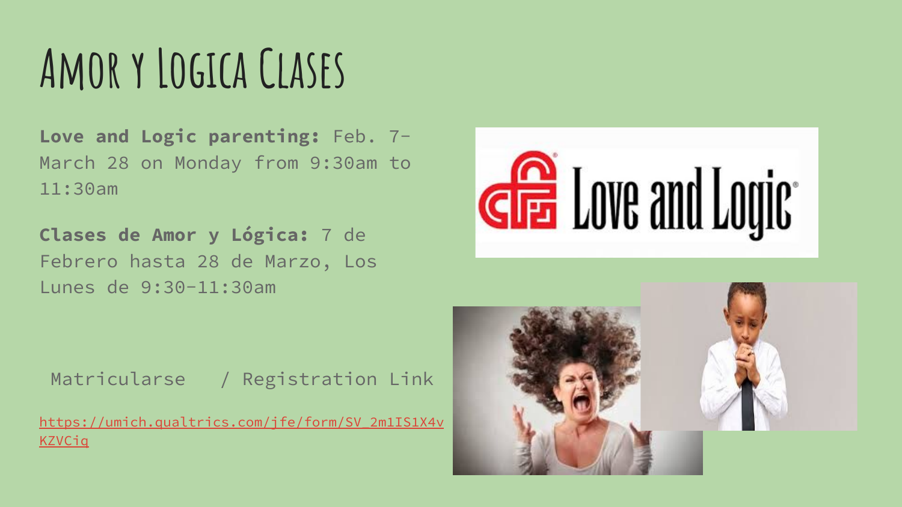# Amor y Logica Clases

**Love and Logic parenting:** Feb. 7-March 28 on Monday from 9:30am to 11:30am

**Clases de Amor y Lógica:** 7 de Febrero hasta 28 de Marzo, Los Lunes de 9:30-11:30am

Matricularse / Registration Link

https://umich.qualtrics.com/jfe/form/SV_2m1IS1X4vKZVCiq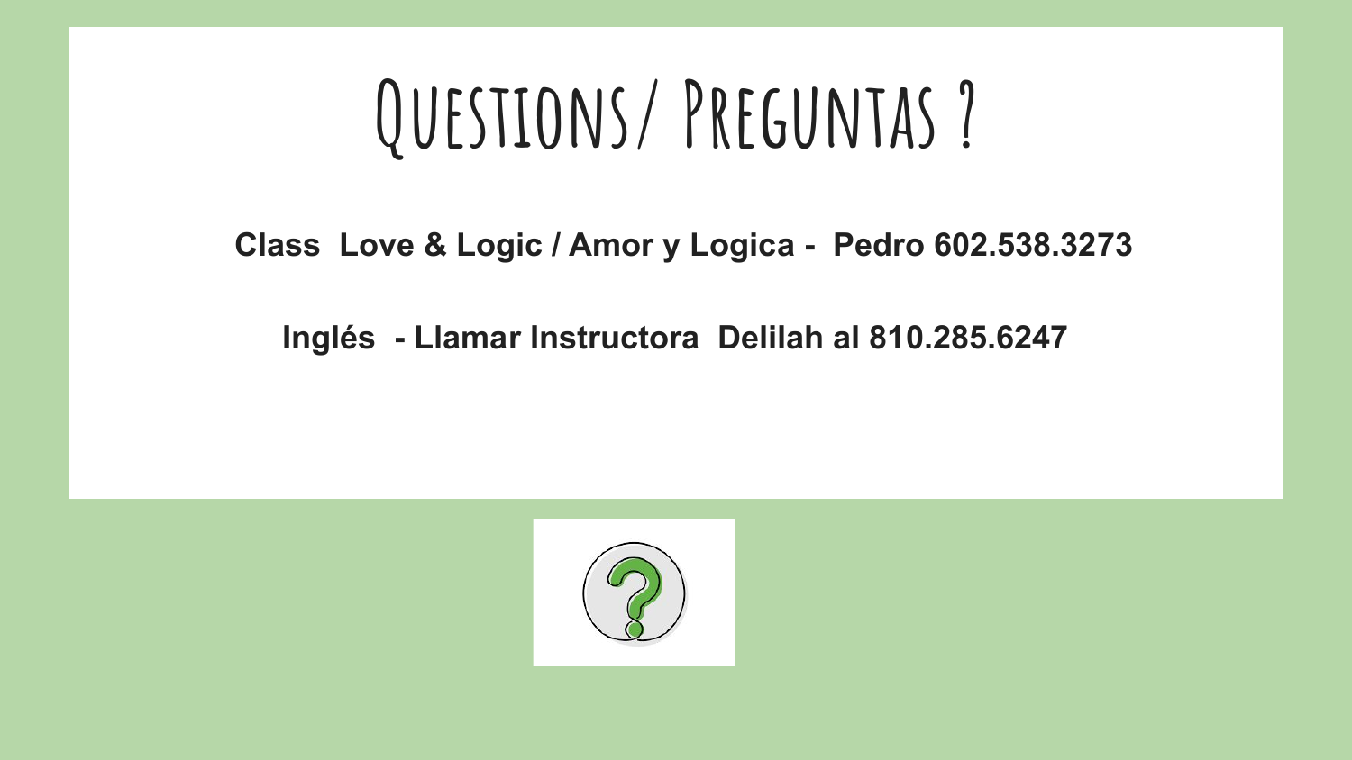# Questions/ Preguntas ?

**Class Love & Logic / Amor y Logica - Pedro 602.538.3273**

**Inglés - Llamar Instructora Delilah al 810.285.6247**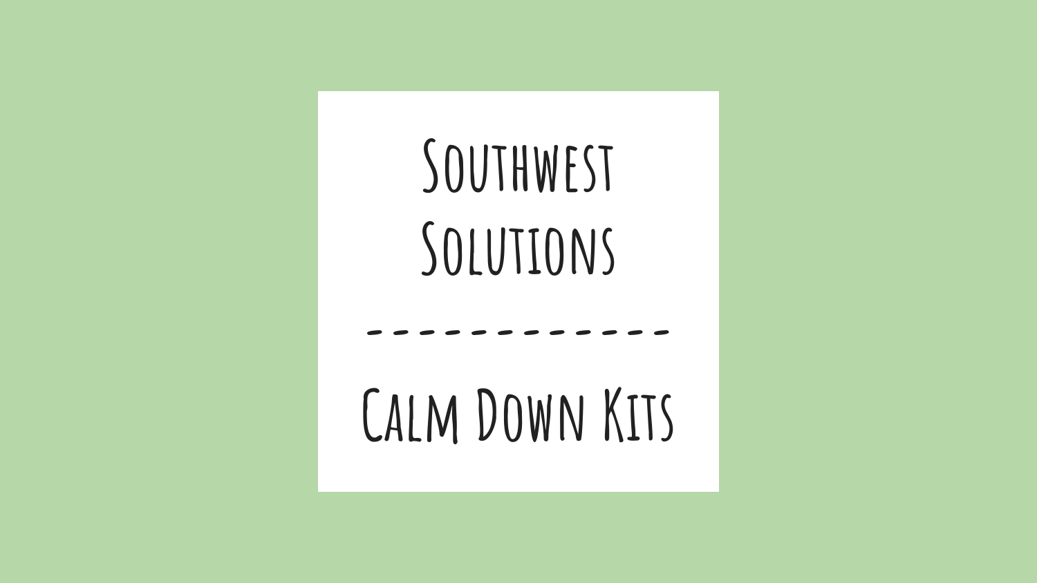# Southwest Solutions

-------------

# Calm Down Kits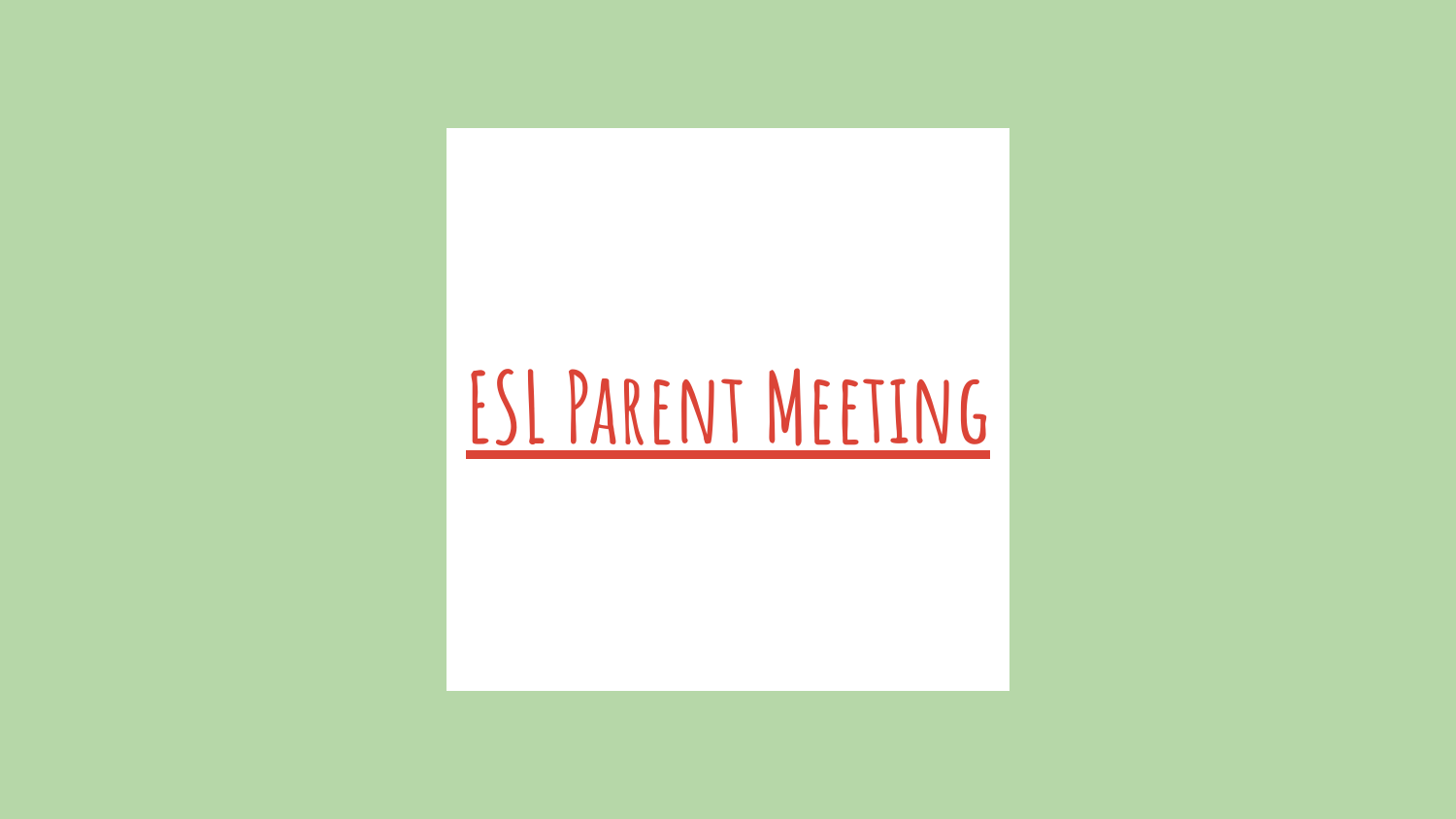# ESL Parent Meeting